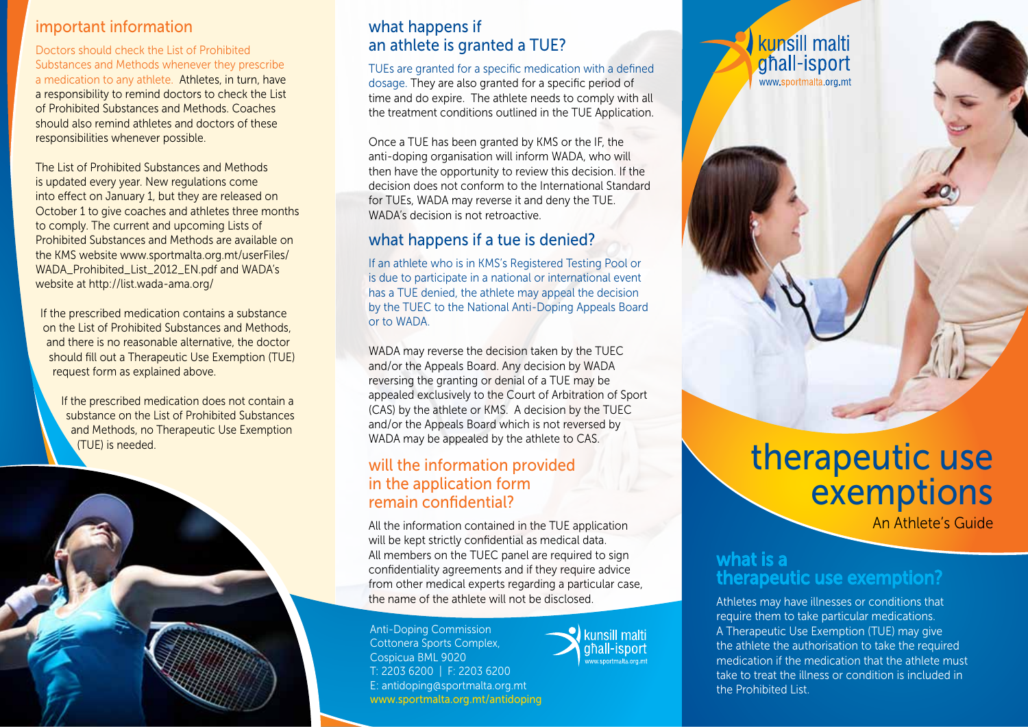## important information

Doctors should check the List of Prohibited Substances and Methods whenever they prescribe a medication to any athlete. Athletes, in turn, have a responsibility to remind doctors to check the List of Prohibited Substances and Methods. Coaches should also remind athletes and doctors of these responsibilities whenever possible.

The List of Prohibited Substances and Methods is updated every year. New regulations come into effect on January 1, but they are released on October 1 to give coaches and athletes three months to comply. The current and upcoming Lists of Prohibited Substances and Methods are available on the KMS website www.sportmalta.org.mt/userFiles/WADA_Prohibited_List_2012_EN.pdf and WADA's website at http://list.wada-ama.org/

If the prescribed medication contains a substance on the List of Prohibited Substances and Methods, and there is no reasonable alternative, the doctor should fill out a Therapeutic Use Exemption (TUE) request form as explained above.

If the prescribed medication does not contain a substance on the List of Prohibited Substances and Methods, no Therapeutic Use Exemption (TUE) is needed.

## what happens if an athlete is granted a TUE?

TUEs are granted for a specific medication with a defined dosage. They are also granted for a specific period of time and do expire. The athlete needs to comply with all the treatment conditions outlined in the TUE Application.

Once a TUE has been granted by KMS or the IF, the anti-doping organisation will inform WADA, who will then have the opportunity to review this decision. If the decision does not conform to the International Standard for TUEs, WADA may reverse it and deny the TUE. WADA's decision is not retroactive.

## what happens if a tue is denied?

If an athlete who is in KMS's Registered Testing Pool or is due to participate in a national or international event has a TUE denied, the athlete may appeal the decision by the TUEC to the National Anti-Doping Appeals Board or to WADA.

WADA may reverse the decision taken by the TUEC and/or the Appeals Board. Any decision by WADA reversing the granting or denial of a TUE may be appealed exclusively to the Court of Arbitration of Sport (CAS) by the athlete or KMS. A decision by the TUEC and/or the Appeals Board which is not reversed by WADA may be appealed by the athlete to CAS.

## will the information provided in the application form remain confidential?

All the information contained in the TUE application will be kept strictly confidential as medical data. All members on the TUEC panel are required to sign confidentiality agreements and if they require advice from other medical experts regarding a particular case, the name of the athlete will not be disclosed.

Anti-Doping Commission
Cottonera Sports Complex,
Cospicua BML 9020
T: 2203 6200 | F: 2203 6200
E: antidoping@sportmalta.org.mt
www.sportmalta.org.mt/antidoping

kunsill malti għall-isport
www.sportmalta.org.mt

# therapeutic use exemptions

An Athlete's Guide

## what is a therapeutic use exemption?

Athletes may have illnesses or conditions that require them to take particular medications. A Therapeutic Use Exemption (TUE) may give the athlete the authorisation to take the required medication if the medication that the athlete must take to treat the illness or condition is included in the Prohibited List.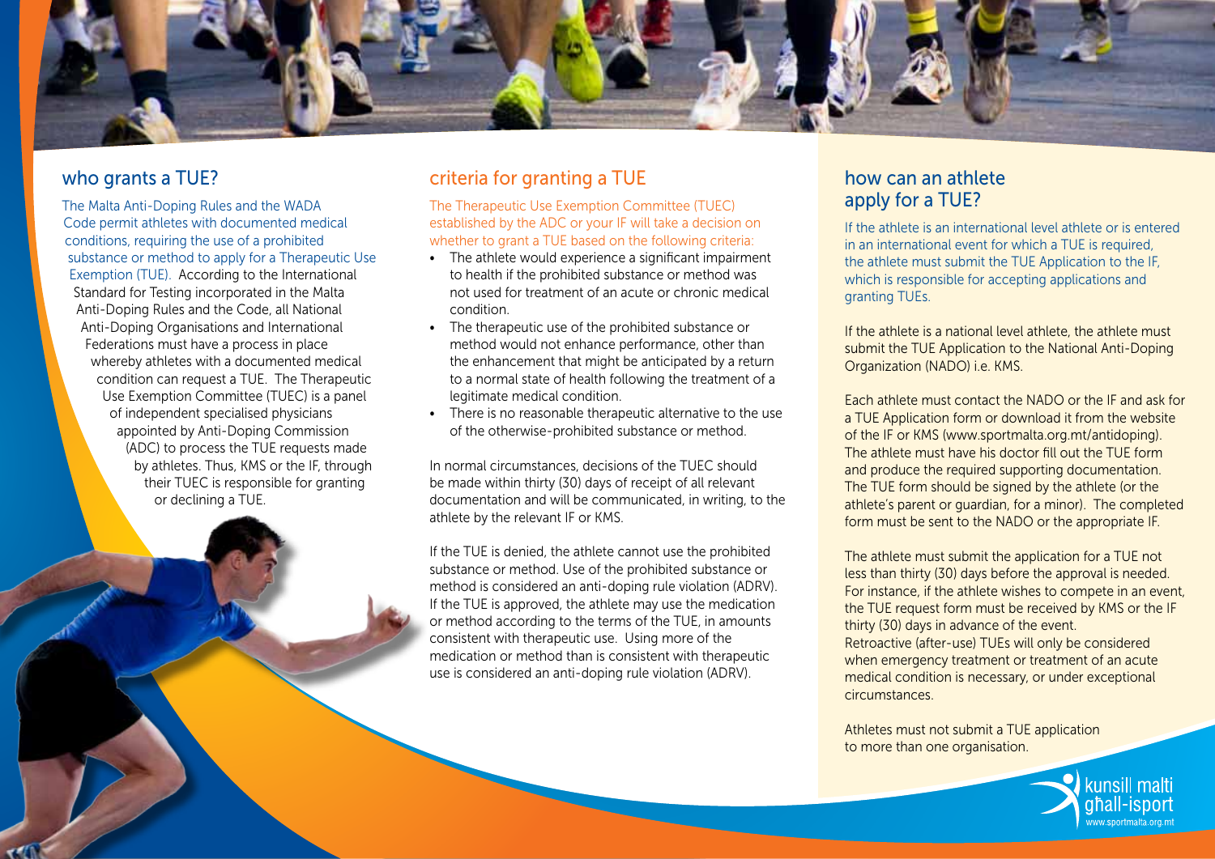## who grants a TUE?

The Malta Anti-Doping Rules and the WADA Code permit athletes with documented medical conditions, requiring the use of a prohibited substance or method to apply for a Therapeutic Use Exemption (TUE). According to the International Standard for Testing incorporated in the Malta Anti-Doping Rules and the Code, all National Anti-Doping Organisations and International Federations must have a process in place whereby athletes with a documented medical condition can request a TUE. The Therapeutic Use Exemption Committee (TUEC) is a panel of independent specialised physicians appointed by Anti-Doping Commission (ADC) to process the TUE requests made by athletes. Thus, KMS or the IF, through their TUEC is responsible for granting or declining a TUE.

## criteria for granting a TUE

The Therapeutic Use Exemption Committee (TUEC) established by the ADC or your IF will take a decision on whether to grant a TUE based on the following criteria:

- The athlete would experience a significant impairment to health if the prohibited substance or method was not used for treatment of an acute or chronic medical condition.
- The therapeutic use of the prohibited substance or method would not enhance performance, other than the enhancement that might be anticipated by a return to a normal state of health following the treatment of a legitimate medical condition.
- There is no reasonable therapeutic alternative to the use of the otherwise-prohibited substance or method.

In normal circumstances, decisions of the TUEC should be made within thirty (30) days of receipt of all relevant documentation and will be communicated, in writing, to the athlete by the relevant IF or KMS.

If the TUE is denied, the athlete cannot use the prohibited substance or method. Use of the prohibited substance or method is considered an anti-doping rule violation (ADRV). If the TUE is approved, the athlete may use the medication or method according to the terms of the TUE, in amounts consistent with therapeutic use. Using more of the medication or method than is consistent with therapeutic use is considered an anti-doping rule violation (ADRV).

## how can an athlete apply for a TUE?

If the athlete is an international level athlete or is entered in an international event for which a TUE is required, the athlete must submit the TUE Application to the IF, which is responsible for accepting applications and granting TUEs.

If the athlete is a national level athlete, the athlete must submit the TUE Application to the National Anti-Doping Organization (NADO) i.e. KMS.

Each athlete must contact the NADO or the IF and ask for a TUE Application form or download it from the website of the IF or KMS (www.sportmalta.org.mt/antidoping). The athlete must have his doctor fill out the TUE form and produce the required supporting documentation. The TUE form should be signed by the athlete (or the athlete's parent or guardian, for a minor). The completed form must be sent to the NADO or the appropriate IF.

The athlete must submit the application for a TUE not less than thirty (30) days before the approval is needed. For instance, if the athlete wishes to compete in an event, the TUE request form must be received by KMS or the IF thirty (30) days in advance of the event.
Retroactive (after-use) TUEs will only be considered when emergency treatment or treatment of an acute medical condition is necessary, or under exceptional circumstances.

Athletes must not submit a TUE application to more than one organisation.

kunsill malti għall-isport
www.sportmalta.org.mt